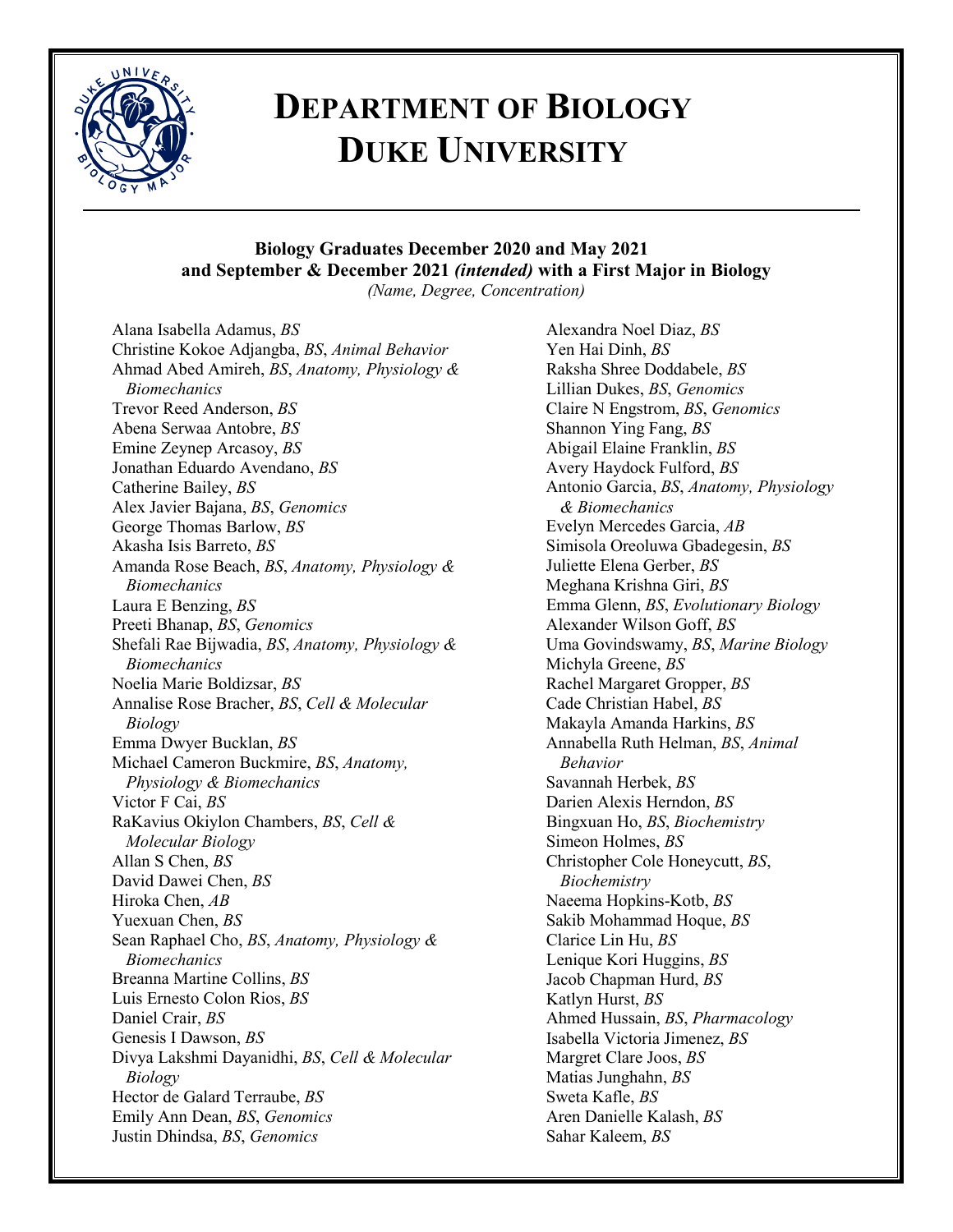# DEPARTMENT OF BIOLOGY
# DUKE UNIVERSITY

**Biology Graduates December 2020 and May 2021 and September & December 2021 *(intended)* with a First Major in Biology**

*(Name, Degree, Concentration)*

Alana Isabella Adamus, *BS*
Christine Kokoe Adjangba, *BS*, *Animal Behavior*
Ahmad Abed Amireh, *BS*, *Anatomy, Physiology & Biomechanics*
Trevor Reed Anderson, *BS*
Abena Serwaa Antobre, *BS*
Emine Zeynep Arcasoy, *BS*
Jonathan Eduardo Avendano, *BS*
Catherine Bailey, *BS*
Alex Javier Bajana, *BS*, *Genomics*
George Thomas Barlow, *BS*
Akasha Isis Barreto, *BS*
Amanda Rose Beach, *BS*, *Anatomy, Physiology & Biomechanics*
Laura E Benzing, *BS*
Preeti Bhanap, *BS*, *Genomics*
Shefali Rae Bijwadia, *BS*, *Anatomy, Physiology & Biomechanics*
Noelia Marie Boldizsar, *BS*
Annalise Rose Bracher, *BS*, *Cell & Molecular Biology*
Emma Dwyer Bucklan, *BS*
Michael Cameron Buckmire, *BS*, *Anatomy, Physiology & Biomechanics*
Victor F Cai, *BS*
RaKavius Okiylon Chambers, *BS*, *Cell & Molecular Biology*
Allan S Chen, *BS*
David Dawei Chen, *BS*
Hiroka Chen, *AB*
Yuexuan Chen, *BS*
Sean Raphael Cho, *BS*, *Anatomy, Physiology & Biomechanics*
Breanna Martine Collins, *BS*
Luis Ernesto Colon Rios, *BS*
Daniel Crair, *BS*
Genesis I Dawson, *BS*
Divya Lakshmi Dayanidhi, *BS*, *Cell & Molecular Biology*
Hector de Galard Terraube, *BS*
Emily Ann Dean, *BS*, *Genomics*
Justin Dhindsa, *BS*, *Genomics*
Alexandra Noel Diaz, *BS*
Yen Hai Dinh, *BS*
Raksha Shree Doddabele, *BS*
Lillian Dukes, *BS*, *Genomics*
Claire N Engstrom, *BS*, *Genomics*
Shannon Ying Fang, *BS*
Abigail Elaine Franklin, *BS*
Avery Haydock Fulford, *BS*
Antonio Garcia, *BS*, *Anatomy, Physiology & Biomechanics*
Evelyn Mercedes Garcia, *AB*
Simisola Oreoluwa Gbadegesin, *BS*
Juliette Elena Gerber, *BS*
Meghana Krishna Giri, *BS*
Emma Glenn, *BS*, *Evolutionary Biology*
Alexander Wilson Goff, *BS*
Uma Govindswamy, *BS*, *Marine Biology*
Michyla Greene, *BS*
Rachel Margaret Gropper, *BS*
Cade Christian Habel, *BS*
Makayla Amanda Harkins, *BS*
Annabella Ruth Helman, *BS*, *Animal Behavior*
Savannah Herbek, *BS*
Darien Alexis Herndon, *BS*
Bingxuan Ho, *BS*, *Biochemistry*
Simeon Holmes, *BS*
Christopher Cole Honeycutt, *BS*, *Biochemistry*
Naeema Hopkins-Kotb, *BS*
Sakib Mohammad Hoque, *BS*
Clarice Lin Hu, *BS*
Lenique Kori Huggins, *BS*
Jacob Chapman Hurd, *BS*
Katlyn Hurst, *BS*
Ahmed Hussain, *BS*, *Pharmacology*
Isabella Victoria Jimenez, *BS*
Margret Clare Joos, *BS*
Matias Junghahn, *BS*
Sweta Kafle, *BS*
Aren Danielle Kalash, *BS*
Sahar Kaleem, *BS*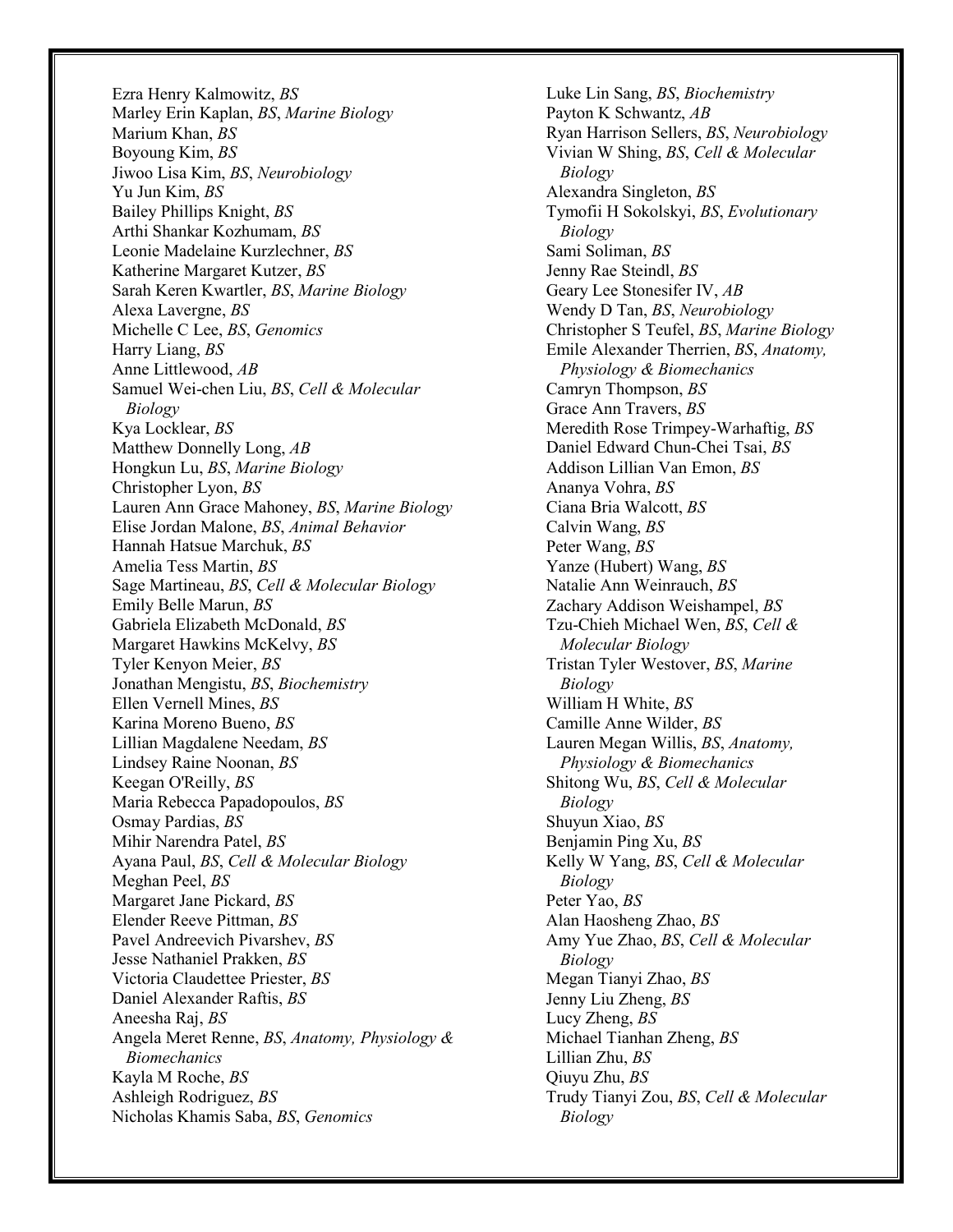Ezra Henry Kalmowitz, *BS*
Marley Erin Kaplan, *BS*, *Marine Biology*
Marium Khan, *BS*
Boyoung Kim, *BS*
Jiwoo Lisa Kim, *BS*, *Neurobiology*
Yu Jun Kim, *BS*
Bailey Phillips Knight, *BS*
Arthi Shankar Kozhumam, *BS*
Leonie Madelaine Kurzlechner, *BS*
Katherine Margaret Kutzer, *BS*
Sarah Keren Kwartler, *BS*, *Marine Biology*
Alexa Lavergne, *BS*
Michelle C Lee, *BS*, *Genomics*
Harry Liang, *BS*
Anne Littlewood, *AB*
Samuel Wei-chen Liu, *BS*, *Cell & Molecular Biology*
Kya Locklear, *BS*
Matthew Donnelly Long, *AB*
Hongkun Lu, *BS*, *Marine Biology*
Christopher Lyon, *BS*
Lauren Ann Grace Mahoney, *BS*, *Marine Biology*
Elise Jordan Malone, *BS*, *Animal Behavior*
Hannah Hatsue Marchuk, *BS*
Amelia Tess Martin, *BS*
Sage Martineau, *BS*, *Cell & Molecular Biology*
Emily Belle Marun, *BS*
Gabriela Elizabeth McDonald, *BS*
Margaret Hawkins McKelvy, *BS*
Tyler Kenyon Meier, *BS*
Jonathan Mengistu, *BS*, *Biochemistry*
Ellen Vernell Mines, *BS*
Karina Moreno Bueno, *BS*
Lillian Magdalene Needam, *BS*
Lindsey Raine Noonan, *BS*
Keegan O'Reilly, *BS*
Maria Rebecca Papadopoulos, *BS*
Osmay Pardias, *BS*
Mihir Narendra Patel, *BS*
Ayana Paul, *BS*, *Cell & Molecular Biology*
Meghan Peel, *BS*
Margaret Jane Pickard, *BS*
Elender Reeve Pittman, *BS*
Pavel Andreevich Pivarshev, *BS*
Jesse Nathaniel Prakken, *BS*
Victoria Claudettee Priester, *BS*
Daniel Alexander Raftis, *BS*
Aneesha Raj, *BS*
Angela Meret Renne, *BS*, *Anatomy, Physiology & Biomechanics*
Kayla M Roche, *BS*
Ashleigh Rodriguez, *BS*
Nicholas Khamis Saba, *BS*, *Genomics*
Luke Lin Sang, *BS*, *Biochemistry*
Payton K Schwantz, *AB*
Ryan Harrison Sellers, *BS*, *Neurobiology*
Vivian W Shing, *BS*, *Cell & Molecular Biology*
Alexandra Singleton, *BS*
Tymofii H Sokolskyi, *BS*, *Evolutionary Biology*
Sami Soliman, *BS*
Jenny Rae Steindl, *BS*
Geary Lee Stonesifer IV, *AB*
Wendy D Tan, *BS*, *Neurobiology*
Christopher S Teufel, *BS*, *Marine Biology*
Emile Alexander Therrien, *BS*, *Anatomy, Physiology & Biomechanics*
Camryn Thompson, *BS*
Grace Ann Travers, *BS*
Meredith Rose Trimpey-Warhaftig, *BS*
Daniel Edward Chun-Chei Tsai, *BS*
Addison Lillian Van Emon, *BS*
Ananya Vohra, *BS*
Ciana Bria Walcott, *BS*
Calvin Wang, *BS*
Peter Wang, *BS*
Yanze (Hubert) Wang, *BS*
Natalie Ann Weinrauch, *BS*
Zachary Addison Weishampel, *BS*
Tzu-Chieh Michael Wen, *BS*, *Cell & Molecular Biology*
Tristan Tyler Westover, *BS*, *Marine Biology*
William H White, *BS*
Camille Anne Wilder, *BS*
Lauren Megan Willis, *BS*, *Anatomy, Physiology & Biomechanics*
Shitong Wu, *BS*, *Cell & Molecular Biology*
Shuyun Xiao, *BS*
Benjamin Ping Xu, *BS*
Kelly W Yang, *BS*, *Cell & Molecular Biology*
Peter Yao, *BS*
Alan Haosheng Zhao, *BS*
Amy Yue Zhao, *BS*, *Cell & Molecular Biology*
Megan Tianyi Zhao, *BS*
Jenny Liu Zheng, *BS*
Lucy Zheng, *BS*
Michael Tianhan Zheng, *BS*
Lillian Zhu, *BS*
Qiuyu Zhu, *BS*
Trudy Tianyi Zou, *BS*, *Cell & Molecular Biology*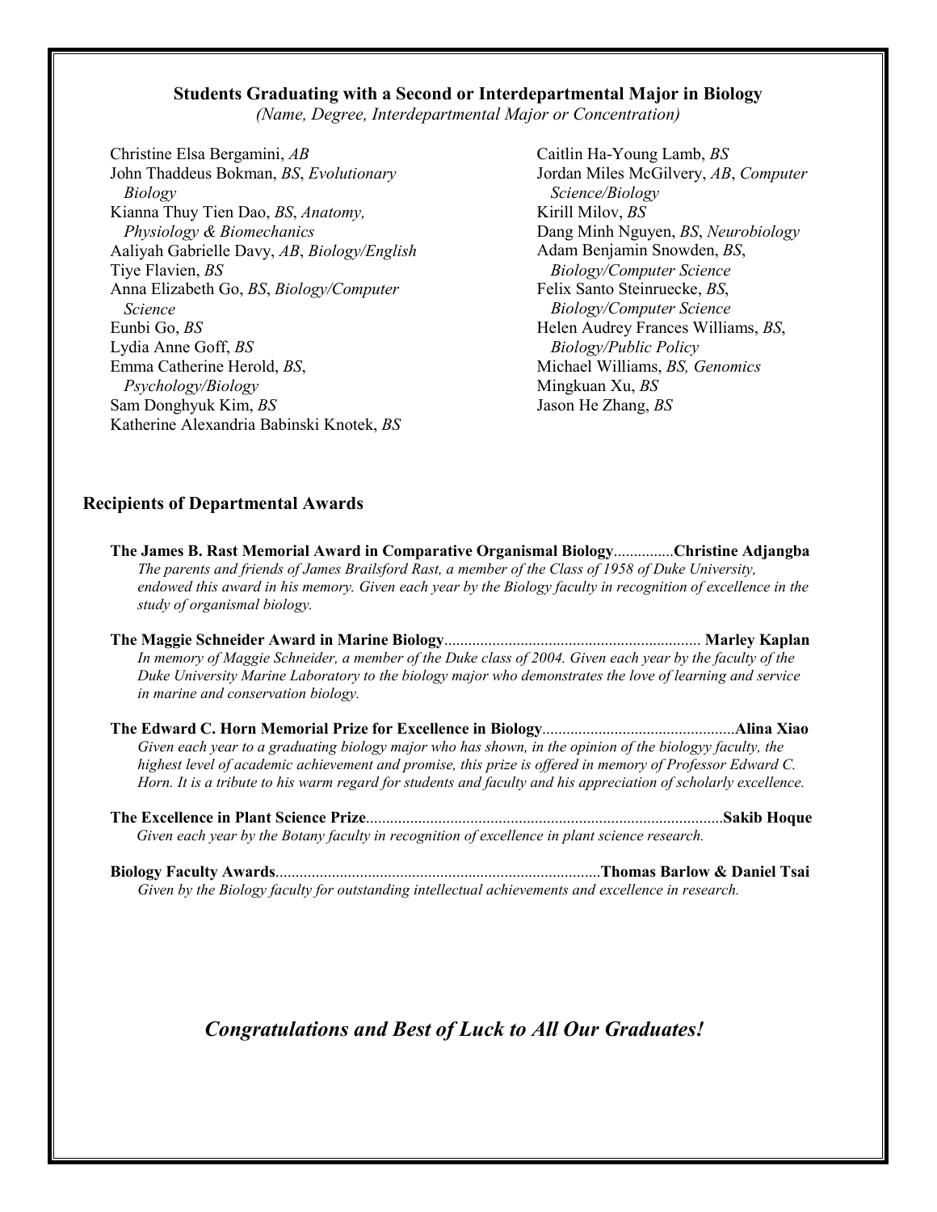**Students Graduating with a Second or Interdepartmental Major in Biology**

*(Name, Degree, Interdepartmental Major or Concentration)*

Christine Elsa Bergamini, *AB*
John Thaddeus Bokman, *BS*, *Evolutionary Biology*
Kianna Thuy Tien Dao, *BS*, *Anatomy, Physiology & Biomechanics*
Aaliyah Gabrielle Davy, *AB*, *Biology/English*
Tiye Flavien, *BS*
Anna Elizabeth Go, *BS*, *Biology/Computer Science*
Eunbi Go, *BS*
Lydia Anne Goff, *BS*
Emma Catherine Herold, *BS*, *Psychology/Biology*
Sam Donghyuk Kim, *BS*
Katherine Alexandria Babinski Knotek, *BS*
Caitlin Ha-Young Lamb, *BS*
Jordan Miles McGilvery, *AB*, *Computer Science/Biology*
Kirill Milov, *BS*
Dang Minh Nguyen, *BS*, *Neurobiology*
Adam Benjamin Snowden, *BS*, *Biology/Computer Science*
Felix Santo Steinruecke, *BS*, *Biology/Computer Science*
Helen Audrey Frances Williams, *BS*, *Biology/Public Policy*
Michael Williams, *BS, Genomics*
Mingkuan Xu, *BS*
Jason He Zhang, *BS*

## Recipients of Departmental Awards

**The James B. Rast Memorial Award in Comparative Organismal Biology**..............**Christine Adjangba**
*The parents and friends of James Brailsford Rast, a member of the Class of 1958 of Duke University, endowed this award in his memory. Given each year by the Biology faculty in recognition of excellence in the study of organismal biology.*

**The Maggie Schneider Award in Marine Biology**............................................................... **Marley Kaplan**
*In memory of Maggie Schneider, a member of the Duke class of 2004. Given each year by the faculty of the Duke University Marine Laboratory to the biology major who demonstrates the love of learning and service in marine and conservation biology.*

**The Edward C. Horn Memorial Prize for Excellence in Biology**................................................**Alina Xiao**
*Given each year to a graduating biology major who has shown, in the opinion of the biologyy faculty, the highest level of academic achievement and promise, this prize is offered in memory of Professor Edward C. Horn. It is a tribute to his warm regard for students and faculty and his appreciation of scholarly excellence.*

**The Excellence in Plant Science Prize**........................................................................................**Sakib Hoque**
*Given each year by the Botany faculty in recognition of excellence in plant science research.*

**Biology Faculty Awards**................................................................................**Thomas Barlow & Daniel Tsai**
*Given by the Biology faculty for outstanding intellectual achievements and excellence in research.*

***Congratulations and Best of Luck to All Our Graduates!***